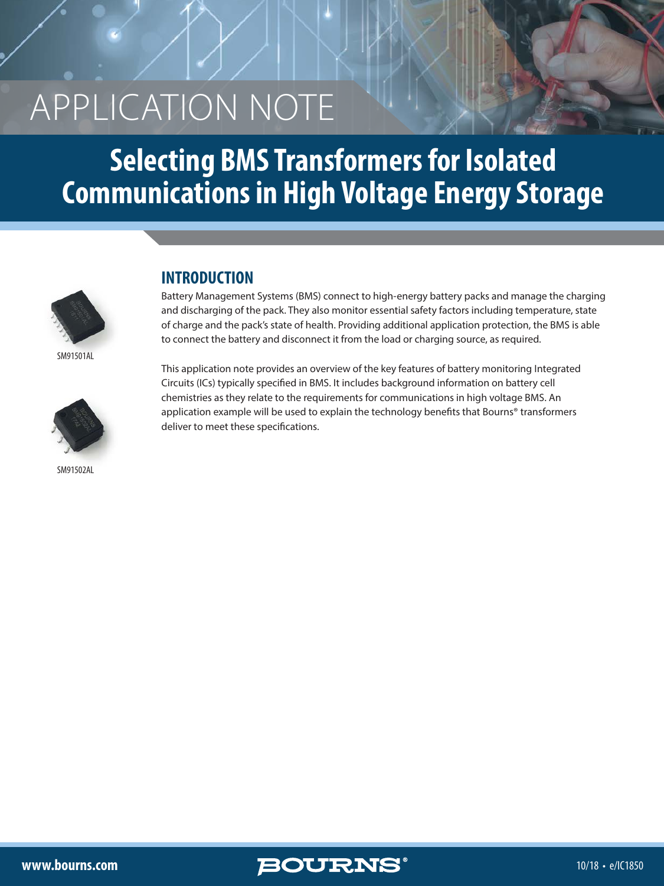APPLICATION NOTE

# Selecting BMS Transformers for Isolated Communications in High Voltage Energy Storage

SM91501AL

SM91502AL

## INTRODUCTION

Battery Management Systems (BMS) connect to high-energy battery packs and manage the charging and discharging of the pack. They also monitor essential safety factors including temperature, state of charge and the pack's state of health. Providing additional application protection, the BMS is able to connect the battery and disconnect it from the load or charging source, as required.

This application note provides an overview of the key features of battery monitoring Integrated Circuits (ICs) typically specified in BMS. It includes background information on battery cell chemistries as they relate to the requirements for communications in high voltage BMS. An application example will be used to explain the technology benefits that Bourns® transformers deliver to meet these specifications.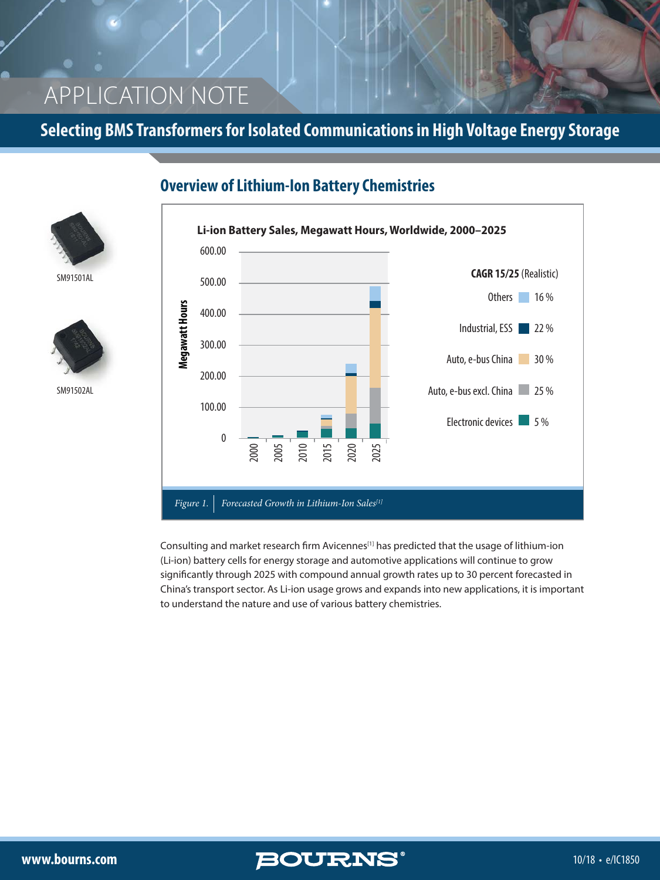## Overview of Lithium-Ion Battery Chemistries

SM91501AL

SM91502AL

Li-ion Battery Sales, Megawatt Hours, Worldwide, 2000–2025

Megawatt Hours

600.00
500.00
400.00
300.00
200.00
100.00
0

2000
2005
2010
2015
2020
2025

**CAGR 15/25** (Realistic)

Others 16 %

Industrial, ESS 22 %

Auto, e-bus China 30 %

Auto, e-bus excl. China 25 %

Electronic devices 5 %

*Figure 1. Forecasted Growth in Lithium-Ion Sales[1]*

Consulting and market research firm Avicennes[1] has predicted that the usage of lithium-ion (Li-ion) battery cells for energy storage and automotive applications will continue to grow significantly through 2025 with compound annual growth rates up to 30 percent forecasted in China's transport sector. As Li-ion usage grows and expands into new applications, it is important to understand the nature and use of various battery chemistries.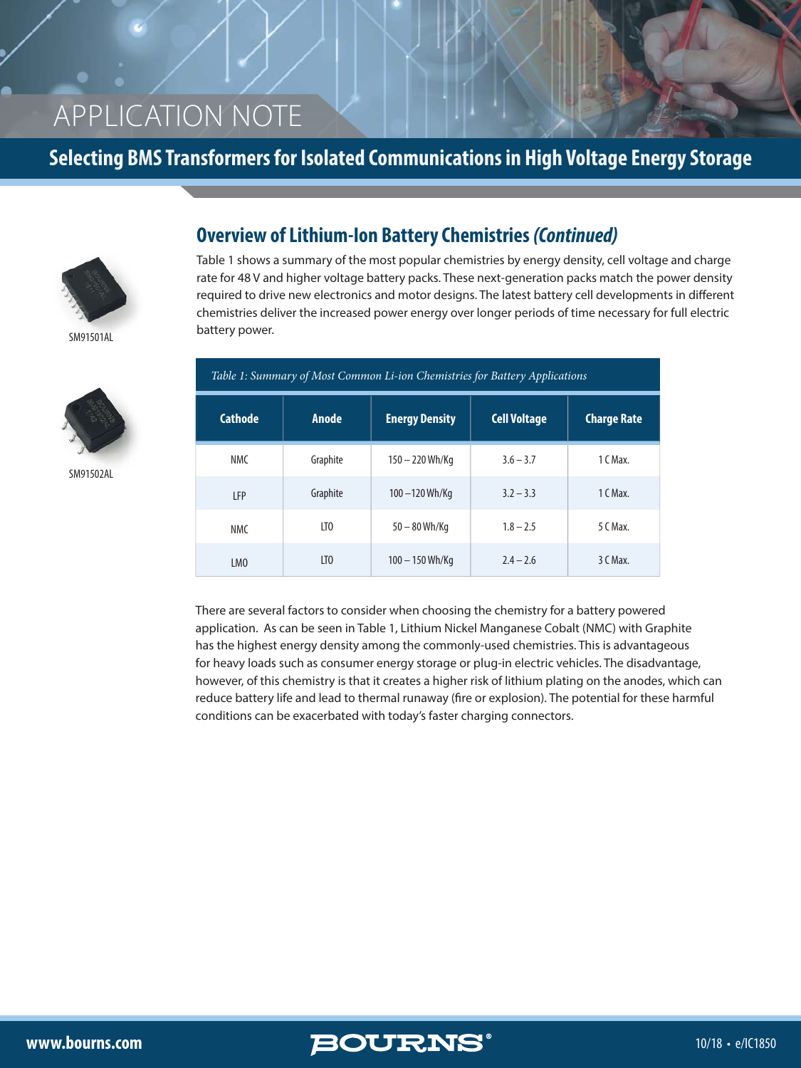## Overview of Lithium-Ion Battery Chemistries *(Continued)*

SM91501AL

SM91502AL

Table 1 shows a summary of the most popular chemistries by energy density, cell voltage and charge rate for 48 V and higher voltage battery packs. These next-generation packs match the power density required to drive new electronics and motor designs. The latest battery cell developments in different chemistries deliver the increased power energy over longer periods of time necessary for full electric battery power.

*Table 1: Summary of Most Common Li-ion Chemistries for Battery Applications*

| Cathode | Anode | Energy Density | Cell Voltage | Charge Rate |
|---|---|---|---|---|
| NMC | Graphite | 150 – 220 Wh/Kg | 3.6 – 3.7 | 1 C Max. |
| LFP | Graphite | 100 –120 Wh/Kg | 3.2 – 3.3 | 1 C Max. |
| NMC | LTO | 50 – 80 Wh/Kg | 1.8 – 2.5 | 5 C Max. |
| LMO | LTO | 100 – 150 Wh/Kg | 2.4 – 2.6 | 3 C Max. |

There are several factors to consider when choosing the chemistry for a battery powered application. As can be seen in Table 1, Lithium Nickel Manganese Cobalt (NMC) with Graphite has the highest energy density among the commonly-used chemistries. This is advantageous for heavy loads such as consumer energy storage or plug-in electric vehicles. The disadvantage, however, of this chemistry is that it creates a higher risk of lithium plating on the anodes, which can reduce battery life and lead to thermal runaway (fire or explosion). The potential for these harmful conditions can be exacerbated with today's faster charging connectors.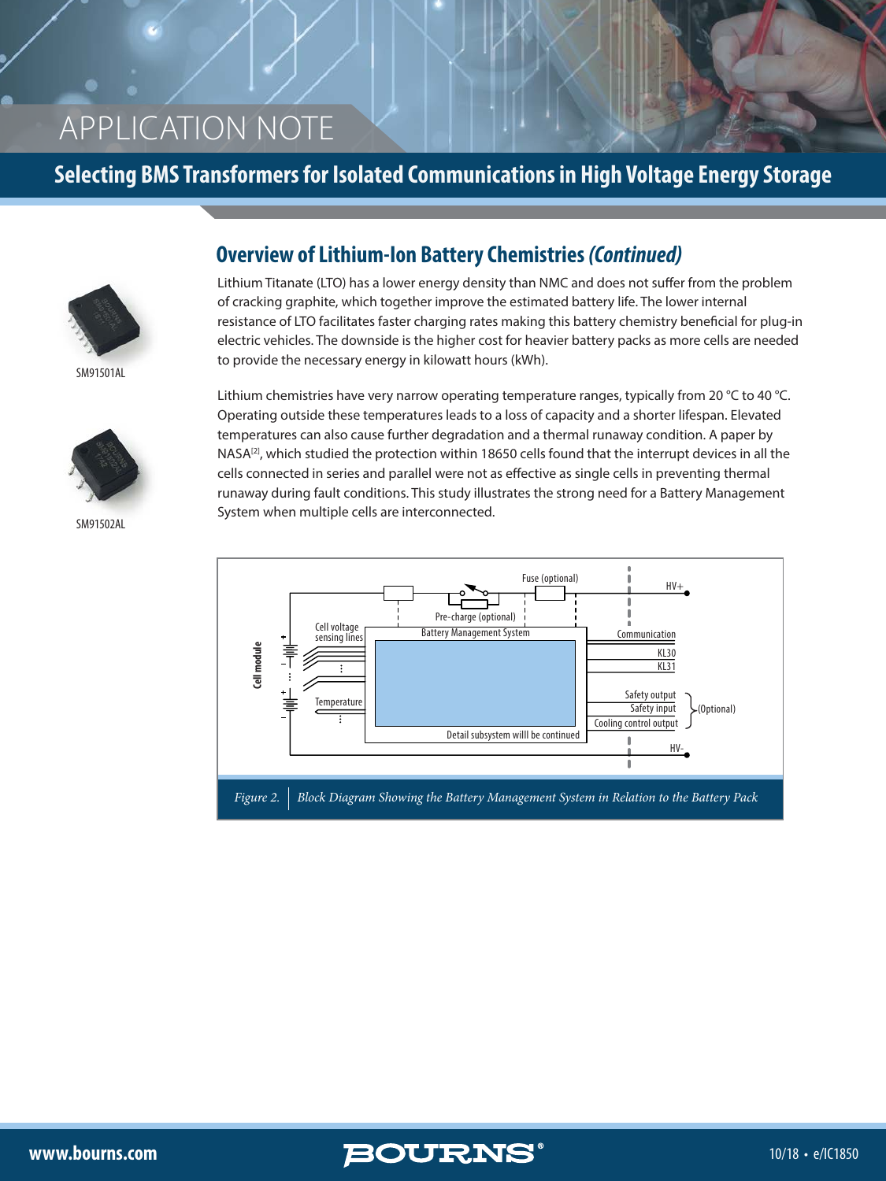## Overview of Lithium-Ion Battery Chemistries *(Continued)*

SM91501AL

SM91502AL

Lithium Titanate (LTO) has a lower energy density than NMC and does not suffer from the problem of cracking graphite, which together improve the estimated battery life. The lower internal resistance of LTO facilitates faster charging rates making this battery chemistry beneficial for plug-in electric vehicles. The downside is the higher cost for heavier battery packs as more cells are needed to provide the necessary energy in kilowatt hours (kWh).

Lithium chemistries have very narrow operating temperature ranges, typically from 20 °C to 40 °C. Operating outside these temperatures leads to a loss of capacity and a shorter lifespan. Elevated temperatures can also cause further degradation and a thermal runaway condition. A paper by NASA[2], which studied the protection within 18650 cells found that the interrupt devices in all the cells connected in series and parallel were not as effective as single cells in preventing thermal runaway during fault conditions. This study illustrates the strong need for a Battery Management System when multiple cells are interconnected.

Fuse (optional)
HV+
Pre-charge (optional)
Cell voltage sensing lines
Battery Management System
Communication
KL30
KL31
Cell module
Temperature
Safety output
Safety input
Cooling control output
(Optional)
Detail subsystem willl be continued
HV-

*Figure 2. Block Diagram Showing the Battery Management System in Relation to the Battery Pack*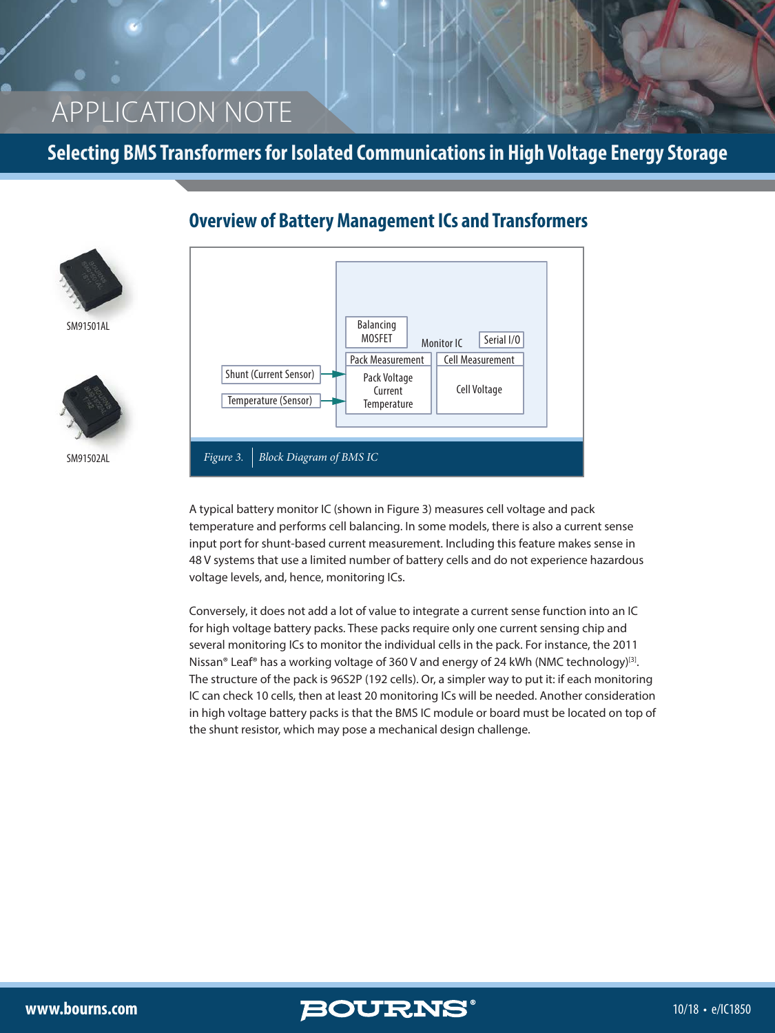## Overview of Battery Management ICs and Transformers

SM91501AL

SM91502AL

Balancing MOSFET

Monitor IC

Serial I/O

Pack Measurement

Cell Measurement

Shunt (Current Sensor)

Temperature (Sensor)

Pack Voltage
Current
Temperature

Cell Voltage

*Figure 3. Block Diagram of BMS IC*

A typical battery monitor IC (shown in Figure 3) measures cell voltage and pack temperature and performs cell balancing. In some models, there is also a current sense input port for shunt-based current measurement. Including this feature makes sense in 48 V systems that use a limited number of battery cells and do not experience hazardous voltage levels, and, hence, monitoring ICs.

Conversely, it does not add a lot of value to integrate a current sense function into an IC for high voltage battery packs. These packs require only one current sensing chip and several monitoring ICs to monitor the individual cells in the pack. For instance, the 2011 Nissan® Leaf® has a working voltage of 360 V and energy of 24 kWh (NMC technology)[3]. The structure of the pack is 96S2P (192 cells). Or, a simpler way to put it: if each monitoring IC can check 10 cells, then at least 20 monitoring ICs will be needed. Another consideration in high voltage battery packs is that the BMS IC module or board must be located on top of the shunt resistor, which may pose a mechanical design challenge.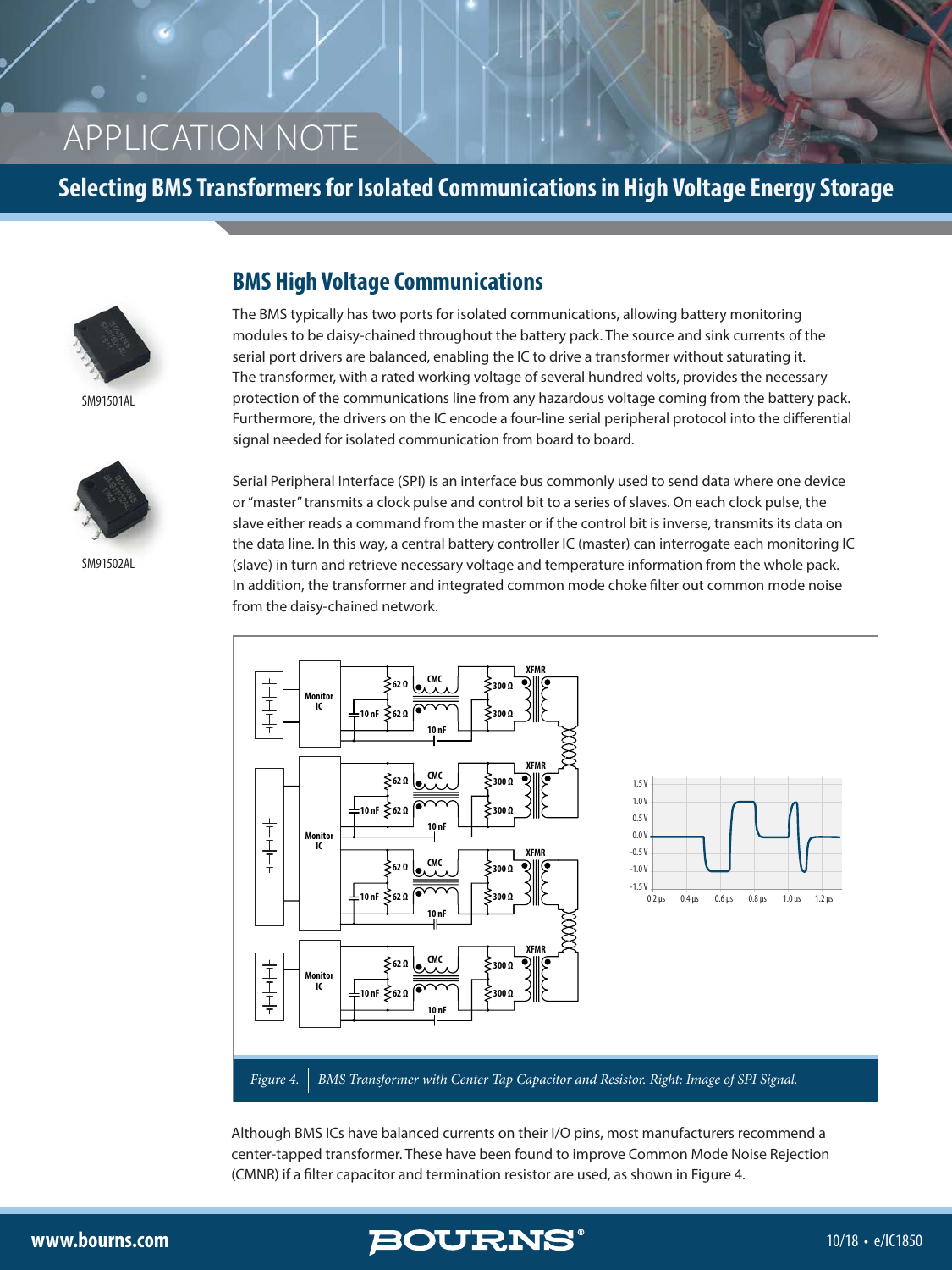# APPLICATION NOTE

## Selecting BMS Transformers for Isolated Communications in High Voltage Energy Storage

SM91501AL

SM91502AL

### BMS High Voltage Communications

The BMS typically has two ports for isolated communications, allowing battery monitoring modules to be daisy-chained throughout the battery pack. The source and sink currents of the serial port drivers are balanced, enabling the IC to drive a transformer without saturating it. The transformer, with a rated working voltage of several hundred volts, provides the necessary protection of the communications line from any hazardous voltage coming from the battery pack. Furthermore, the drivers on the IC encode a four-line serial peripheral protocol into the differential signal needed for isolated communication from board to board.

Serial Peripheral Interface (SPI) is an interface bus commonly used to send data where one device or "master" transmits a clock pulse and control bit to a series of slaves. On each clock pulse, the slave either reads a command from the master or if the control bit is inverse, transmits its data on the data line. In this way, a central battery controller IC (master) can interrogate each monitoring IC (slave) in turn and retrieve necessary voltage and temperature information from the whole pack. In addition, the transformer and integrated common mode choke filter out common mode noise from the daisy-chained network.

Monitor IC
62 Ω
CMC
300 Ω
XFMR
10 nF
10 nF

1.5 V
1.0 V
0.5 V
0.0 V
-0.5 V
-1.0 V
-1.5 V
0.2 μs
0.4 μs
0.6 μs
0.8 μs
1.0 μs
1.2 μs

*Figure 4. BMS Transformer with Center Tap Capacitor and Resistor. Right: Image of SPI Signal.*

Although BMS ICs have balanced currents on their I/O pins, most manufacturers recommend a center-tapped transformer. These have been found to improve Common Mode Noise Rejection (CMNR) if a filter capacitor and termination resistor are used, as shown in Figure 4.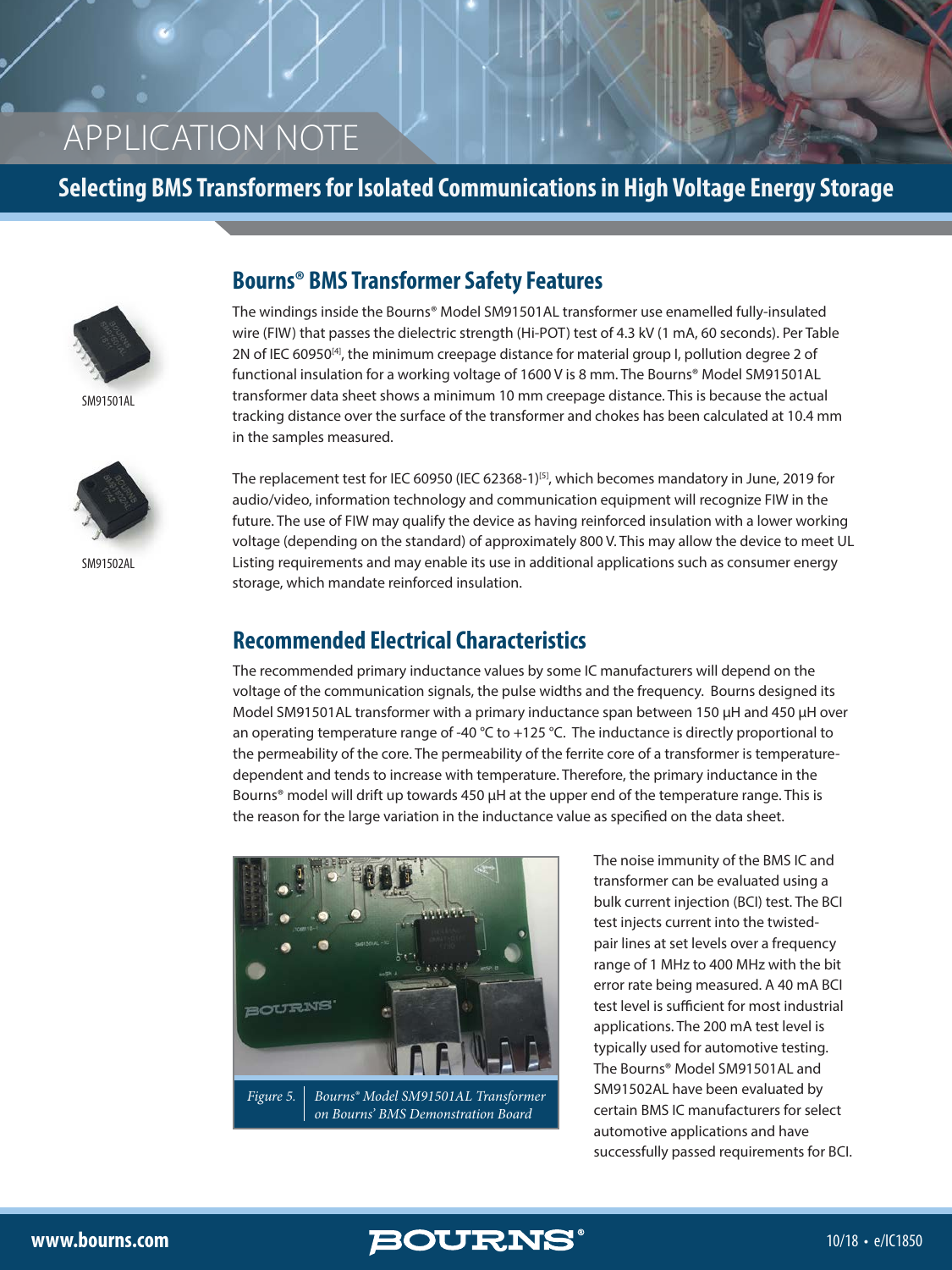## Bourns® BMS Transformer Safety Features

SM91501AL

SM91502AL

The windings inside the Bourns® Model SM91501AL transformer use enamelled fully-insulated wire (FIW) that passes the dielectric strength (Hi-POT) test of 4.3 kV (1 mA, 60 seconds). Per Table 2N of IEC 60950[4], the minimum creepage distance for material group I, pollution degree 2 of functional insulation for a working voltage of 1600 V is 8 mm. The Bourns® Model SM91501AL transformer data sheet shows a minimum 10 mm creepage distance. This is because the actual tracking distance over the surface of the transformer and chokes has been calculated at 10.4 mm in the samples measured.

The replacement test for IEC 60950 (IEC 62368-1)[5], which becomes mandatory in June, 2019 for audio/video, information technology and communication equipment will recognize FIW in the future. The use of FIW may qualify the device as having reinforced insulation with a lower working voltage (depending on the standard) of approximately 800 V. This may allow the device to meet UL Listing requirements and may enable its use in additional applications such as consumer energy storage, which mandate reinforced insulation.

## Recommended Electrical Characteristics

The recommended primary inductance values by some IC manufacturers will depend on the voltage of the communication signals, the pulse widths and the frequency. Bourns designed its Model SM91501AL transformer with a primary inductance span between 150 µH and 450 µH over an operating temperature range of -40 °C to +125 °C. The inductance is directly proportional to the permeability of the core. The permeability of the ferrite core of a transformer is temperature-dependent and tends to increase with temperature. Therefore, the primary inductance in the Bourns® model will drift up towards 450 µH at the upper end of the temperature range. This is the reason for the large variation in the inductance value as specified on the data sheet.

*Figure 5. Bourns® Model SM91501AL Transformer on Bourns' BMS Demonstration Board*

The noise immunity of the BMS IC and transformer can be evaluated using a bulk current injection (BCI) test. The BCI test injects current into the twisted-pair lines at set levels over a frequency range of 1 MHz to 400 MHz with the bit error rate being measured. A 40 mA BCI test level is sufficient for most industrial applications. The 200 mA test level is typically used for automotive testing. The Bourns® Model SM91501AL and SM91502AL have been evaluated by certain BMS IC manufacturers for select automotive applications and have successfully passed requirements for BCI.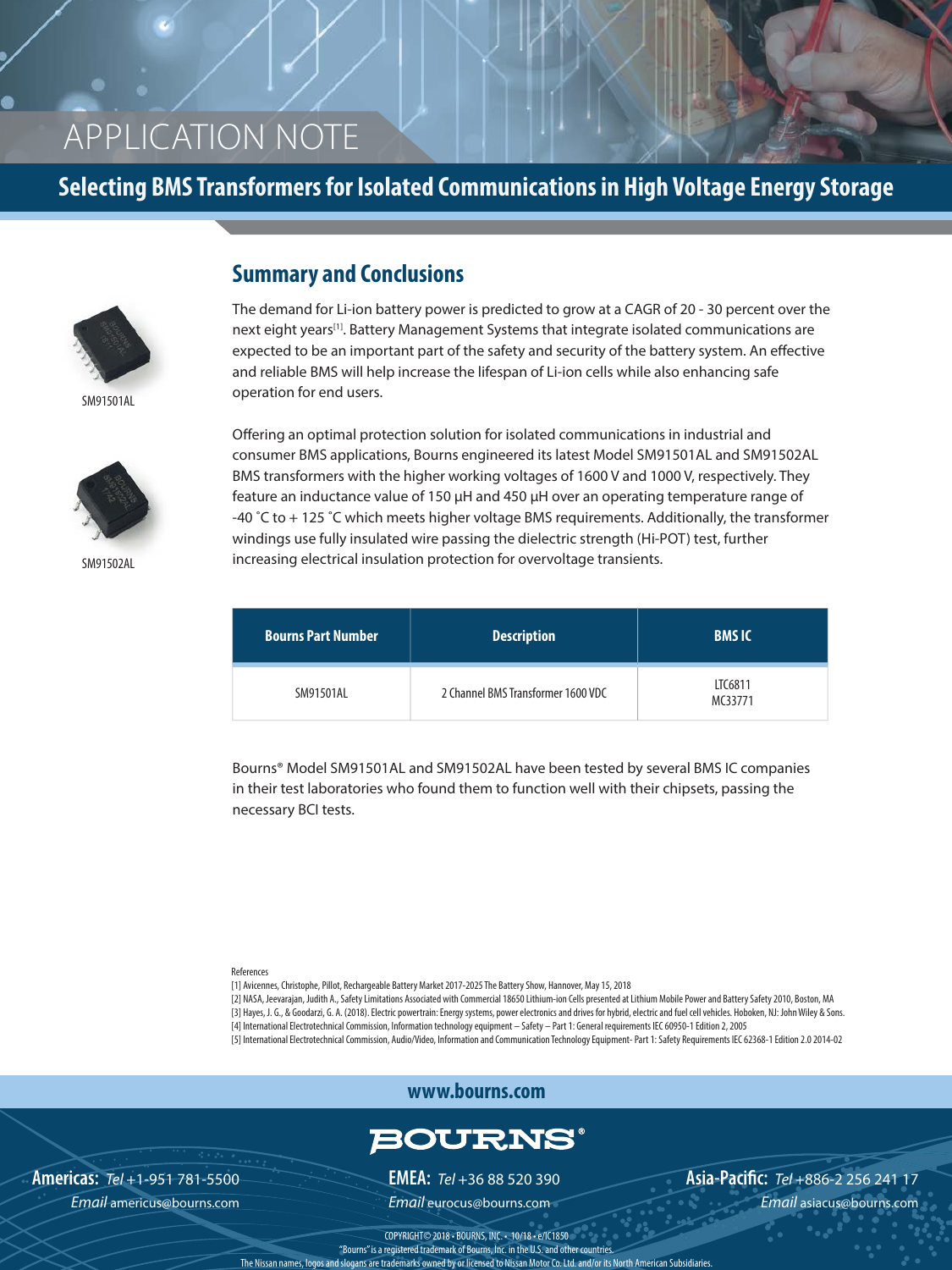# APPLICATION NOTE

## Selecting BMS Transformers for Isolated Communications in High Voltage Energy Storage

SM91501AL

SM91502AL

## Summary and Conclusions

The demand for Li-ion battery power is predicted to grow at a CAGR of 20 - 30 percent over the next eight years[1]. Battery Management Systems that integrate isolated communications are expected to be an important part of the safety and security of the battery system. An effective and reliable BMS will help increase the lifespan of Li-ion cells while also enhancing safe operation for end users.

Offering an optimal protection solution for isolated communications in industrial and consumer BMS applications, Bourns engineered its latest Model SM91501AL and SM91502AL BMS transformers with the higher working voltages of 1600 V and 1000 V, respectively. They feature an inductance value of 150 µH and 450 µH over an operating temperature range of -40 ˚C to + 125 ˚C which meets higher voltage BMS requirements. Additionally, the transformer windings use fully insulated wire passing the dielectric strength (Hi-POT) test, further increasing electrical insulation protection for overvoltage transients.

| Bourns Part Number | Description | BMS IC |
|---|---|---|
| SM91501AL | 2 Channel BMS Transformer 1600 VDC | LTC6811<br>MC33771 |

Bourns® Model SM91501AL and SM91502AL have been tested by several BMS IC companies in their test laboratories who found them to function well with their chipsets, passing the necessary BCI tests.

References

[1] Avicennes, Christophe, Pillot, Rechargeable Battery Market 2017-2025 The Battery Show, Hannover, May 15, 2018

[2] NASA, Jeevarajan, Judith A., Safety Limitations Associated with Commercial 18650 Lithium-ion Cells presented at Lithium Mobile Power and Battery Safety 2010, Boston, MA

[3] Hayes, J. G., & Goodarzi, G. A. (2018). Electric powertrain: Energy systems, power electronics and drives for hybrid, electric and fuel cell vehicles. Hoboken, NJ: John Wiley & Sons.

[4] International Electrotechnical Commission, Information technology equipment – Safety – Part 1: General requirements IEC 60950-1 Edition 2, 2005

[5] International Electrotechnical Commission, Audio/Video, Information and Communication Technology Equipment- Part 1: Safety Requirements IEC 62368-1 Edition 2.0 2014-02

**www.bourns.com**

BOURNS®

**Americas:** *Tel* +1-951 781-5500
*Email* americus@bourns.com

**EMEA:** *Tel* +36 88 520 390
*Email* eurocus@bourns.com

**Asia-Pacific:** *Tel* +886-2 256 241 17
*Email* asiacus@bourns.com

COPYRIGHT© 2018 • BOURNS, INC. • 10/18 • e/IC1850
"Bourns" is a registered trademark of Bourns, Inc. in the U.S. and other countries.
The Nissan names, logos and slogans are trademarks owned by or licensed to Nissan Motor Co. Ltd. and/or its North American Subsidiaries.